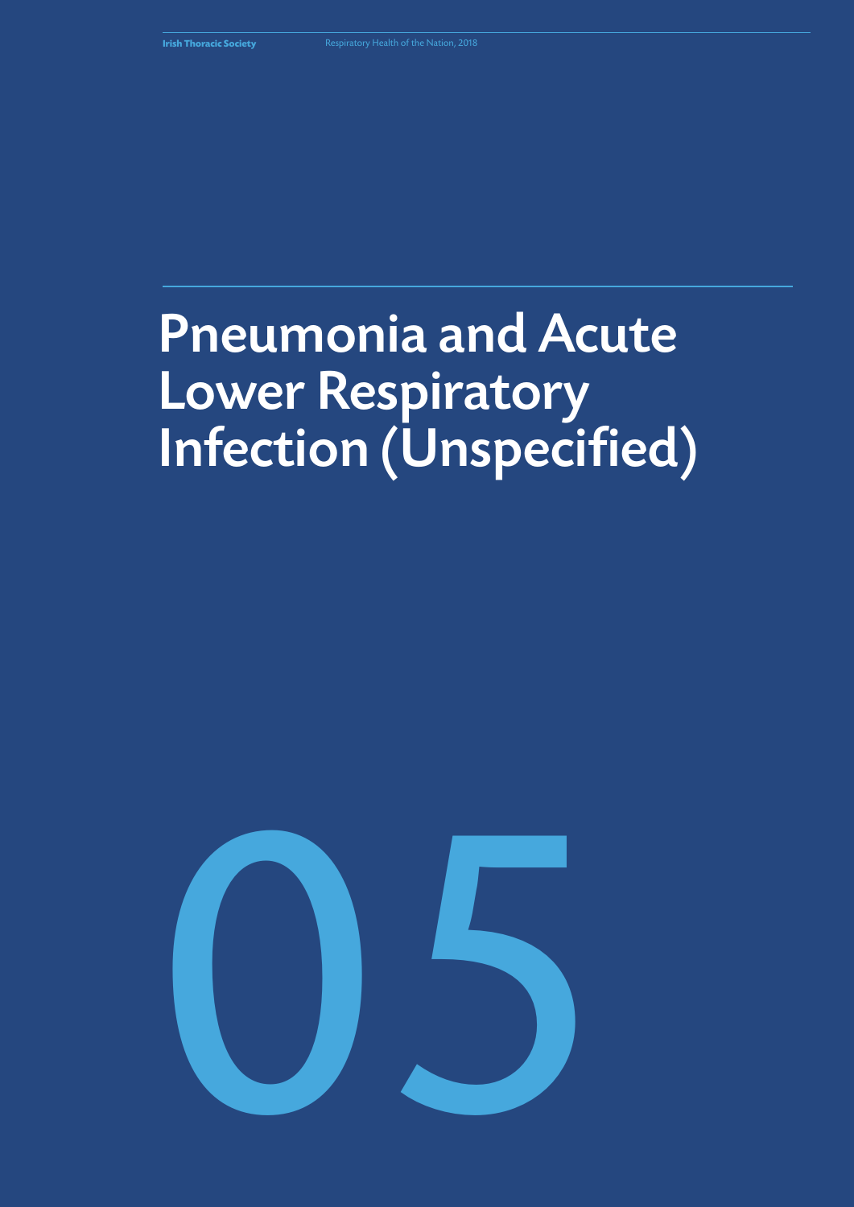# Pneumonia and Acute Lower Respiratory Infection (Unspecified)

05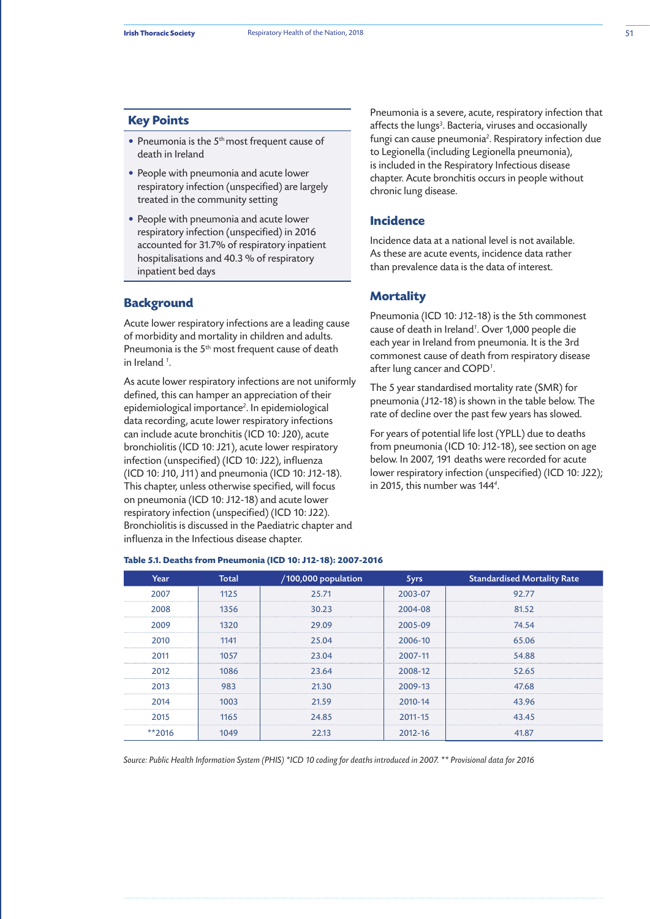## Key Points

- Pneumonia is the 5th most frequent cause of death in Ireland
- People with pneumonia and acute lower respiratory infection (unspecified) are largely treated in the community setting
- People with pneumonia and acute lower respiratory infection (unspecified) in 2016 accounted for 31.7% of respiratory inpatient hospitalisations and 40.3 % of respiratory inpatient bed days

## Background

Acute lower respiratory infections are a leading cause of morbidity and mortality in children and adults. Pneumonia is the 5th most frequent cause of death in Ireland [1].

As acute lower respiratory infections are not uniformly defined, this can hamper an appreciation of their epidemiological importance[2]. In epidemiological data recording, acute lower respiratory infections can include acute bronchitis (ICD 10: J20), acute bronchiolitis (ICD 10: J21), acute lower respiratory infection (unspecified) (ICD 10: J22), influenza (ICD 10: J10, J11) and pneumonia (ICD 10: J12-18). This chapter, unless otherwise specified, will focus on pneumonia (ICD 10: J12-18) and acute lower respiratory infection (unspecified) (ICD 10: J22). Bronchiolitis is discussed in the Paediatric chapter and influenza in the Infectious disease chapter.

Pneumonia is a severe, acute, respiratory infection that affects the lungs[3]. Bacteria, viruses and occasionally fungi can cause pneumonia[2]. Respiratory infection due to Legionella (including Legionella pneumonia), is included in the Respiratory Infectious disease chapter. Acute bronchitis occurs in people without chronic lung disease.

## Incidence

Incidence data at a national level is not available. As these are acute events, incidence data rather than prevalence data is the data of interest.

## Mortality

Pneumonia (ICD 10: J12-18) is the 5th commonest cause of death in Ireland[1]. Over 1,000 people die each year in Ireland from pneumonia. It is the 3rd commonest cause of death from respiratory disease after lung cancer and COPD[1].

The 5 year standardised mortality rate (SMR) for pneumonia (J12-18) is shown in the table below. The rate of decline over the past few years has slowed.

For years of potential life lost (YPLL) due to deaths from pneumonia (ICD 10: J12-18), see section on age below. In 2007, 191 deaths were recorded for acute lower respiratory infection (unspecified) (ICD 10: J22); in 2015, this number was 144[4].

**Table 5.1. Deaths from Pneumonia (ICD 10: J12-18): 2007-2016**

| Year | Total | /100,000 population | 5yrs | Standardised Mortality Rate |
|---|---|---|---|---|
| 2007 | 1125 | 25.71 | 2003-07 | 92.77 |
| 2008 | 1356 | 30.23 | 2004-08 | 81.52 |
| 2009 | 1320 | 29.09 | 2005-09 | 74.54 |
| 2010 | 1141 | 25.04 | 2006-10 | 65.06 |
| 2011 | 1057 | 23.04 | 2007-11 | 54.88 |
| 2012 | 1086 | 23.64 | 2008-12 | 52.65 |
| 2013 | 983 | 21.30 | 2009-13 | 47.68 |
| 2014 | 1003 | 21.59 | 2010-14 | 43.96 |
| 2015 | 1165 | 24.85 | 2011-15 | 43.45 |
| **2016 | 1049 | 22.13 | 2012-16 | 41.87 |

*Source: Public Health Information System (PHIS) *ICD 10 coding for deaths introduced in 2007. ** Provisional data for 2016*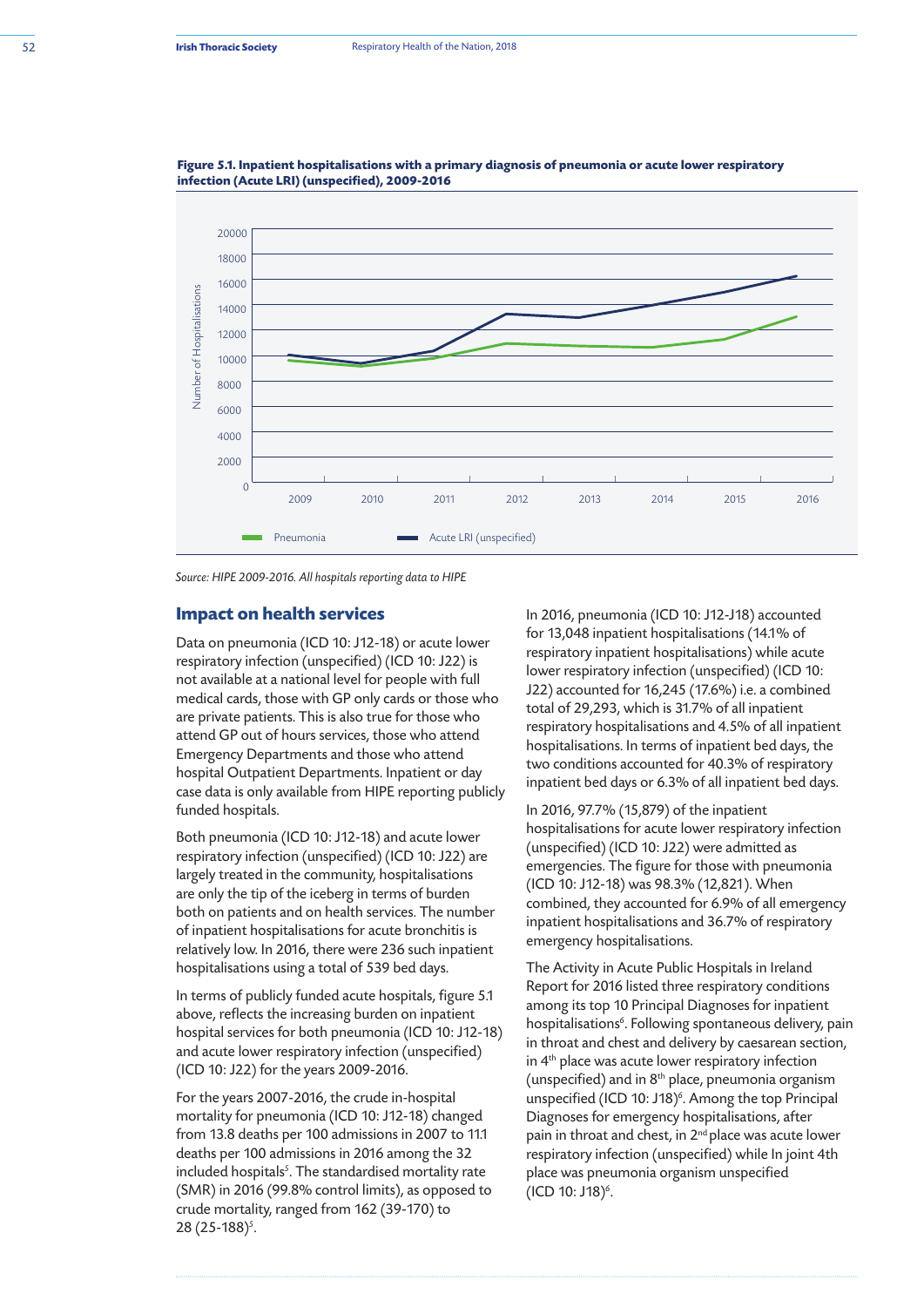**Figure 5.1. Inpatient hospitalisations with a primary diagnosis of pneumonia or acute lower respiratory infection (Acute LRI) (unspecified), 2009-2016**

*Source: HIPE 2009-2016. All hospitals reporting data to HIPE*

## Impact on health services

Data on pneumonia (ICD 10: J12-18) or acute lower respiratory infection (unspecified) (ICD 10: J22) is not available at a national level for people with full medical cards, those with GP only cards or those who are private patients. This is also true for those who attend GP out of hours services, those who attend Emergency Departments and those who attend hospital Outpatient Departments. Inpatient or day case data is only available from HIPE reporting publicly funded hospitals.

Both pneumonia (ICD 10: J12-18) and acute lower respiratory infection (unspecified) (ICD 10: J22) are largely treated in the community, hospitalisations are only the tip of the iceberg in terms of burden both on patients and on health services. The number of inpatient hospitalisations for acute bronchitis is relatively low. In 2016, there were 236 such inpatient hospitalisations using a total of 539 bed days.

In terms of publicly funded acute hospitals, figure 5.1 above, reflects the increasing burden on inpatient hospital services for both pneumonia (ICD 10: J12-18) and acute lower respiratory infection (unspecified) (ICD 10: J22) for the years 2009-2016.

For the years 2007-2016, the crude in-hospital mortality for pneumonia (ICD 10: J12-18) changed from 13.8 deaths per 100 admissions in 2007 to 11.1 deaths per 100 admissions in 2016 among the 32 included hospitals[5]. The standardised mortality rate (SMR) in 2016 (99.8% control limits), as opposed to crude mortality, ranged from 162 (39-170) to 28 (25-188)[5].

In 2016, pneumonia (ICD 10: J12-J18) accounted for 13,048 inpatient hospitalisations (14.1% of respiratory inpatient hospitalisations) while acute lower respiratory infection (unspecified) (ICD 10: J22) accounted for 16,245 (17.6%) i.e. a combined total of 29,293, which is 31.7% of all inpatient respiratory hospitalisations and 4.5% of all inpatient hospitalisations. In terms of inpatient bed days, the two conditions accounted for 40.3% of respiratory inpatient bed days or 6.3% of all inpatient bed days.

In 2016, 97.7% (15,879) of the inpatient hospitalisations for acute lower respiratory infection (unspecified) (ICD 10: J22) were admitted as emergencies. The figure for those with pneumonia (ICD 10: J12-18) was 98.3% (12,821). When combined, they accounted for 6.9% of all emergency inpatient hospitalisations and 36.7% of respiratory emergency hospitalisations.

The Activity in Acute Public Hospitals in Ireland Report for 2016 listed three respiratory conditions among its top 10 Principal Diagnoses for inpatient hospitalisations[6]. Following spontaneous delivery, pain in throat and chest and delivery by caesarean section, in 4th place was acute lower respiratory infection (unspecified) and in 8th place, pneumonia organism unspecified (ICD 10: J18)[6]. Among the top Principal Diagnoses for emergency hospitalisations, after pain in throat and chest, in 2nd place was acute lower respiratory infection (unspecified) while In joint 4th place was pneumonia organism unspecified (ICD 10: J18)[6].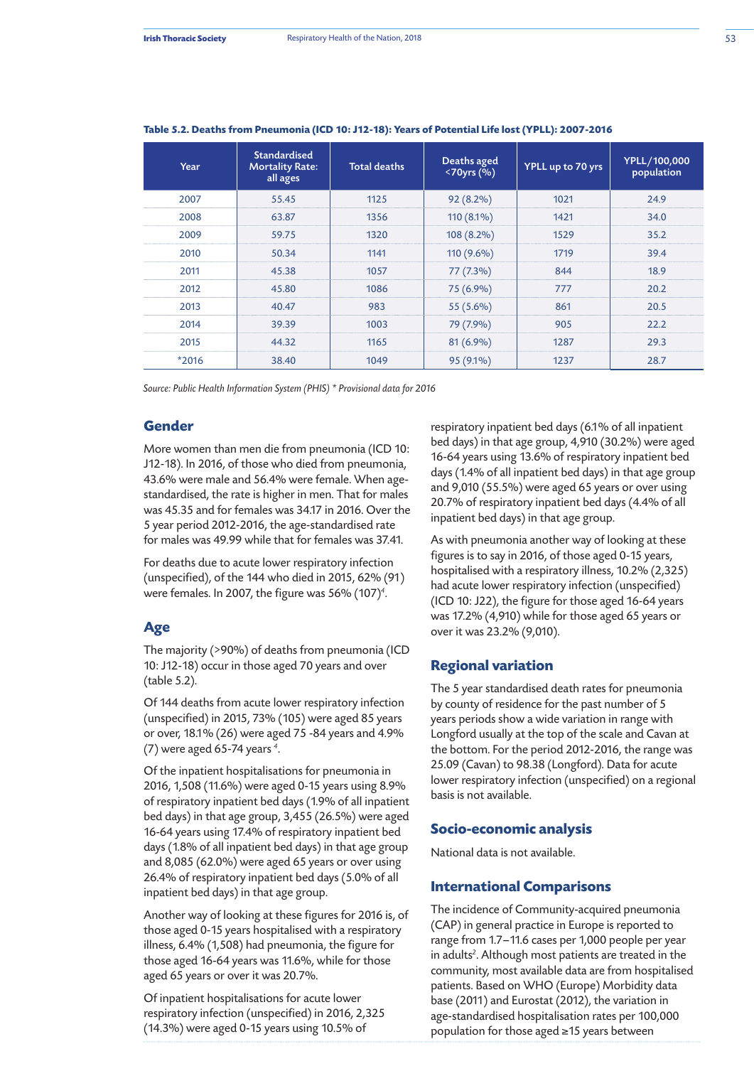**Table 5.2. Deaths from Pneumonia (ICD 10: J12-18): Years of Potential Life lost (YPLL): 2007-2016**

| Year | Standardised Mortality Rate: all ages | Total deaths | Deaths aged <70yrs (%) | YPLL up to 70 yrs | YPLL/100,000 population |
|---|---|---|---|---|---|
| 2007 | 55.45 | 1125 | 92 (8.2%) | 1021 | 24.9 |
| 2008 | 63.87 | 1356 | 110 (8.1%) | 1421 | 34.0 |
| 2009 | 59.75 | 1320 | 108 (8.2%) | 1529 | 35.2 |
| 2010 | 50.34 | 1141 | 110 (9.6%) | 1719 | 39.4 |
| 2011 | 45.38 | 1057 | 77 (7.3%) | 844 | 18.9 |
| 2012 | 45.80 | 1086 | 75 (6.9%) | 777 | 20.2 |
| 2013 | 40.47 | 983 | 55 (5.6%) | 861 | 20.5 |
| 2014 | 39.39 | 1003 | 79 (7.9%) | 905 | 22.2 |
| 2015 | 44.32 | 1165 | 81 (6.9%) | 1287 | 29.3 |
| *2016 | 38.40 | 1049 | 95 (9.1%) | 1237 | 28.7 |

*Source: Public Health Information System (PHIS) * Provisional data for 2016*

## Gender

More women than men die from pneumonia (ICD 10: J12-18). In 2016, of those who died from pneumonia, 43.6% were male and 56.4% were female. When age-standardised, the rate is higher in men. That for males was 45.35 and for females was 34.17 in 2016. Over the 5 year period 2012-2016, the age-standardised rate for males was 49.99 while that for females was 37.41.

For deaths due to acute lower respiratory infection (unspecified), of the 144 who died in 2015, 62% (91) were females. In 2007, the figure was 56% (107)[4].

## Age

The majority (>90%) of deaths from pneumonia (ICD 10: J12-18) occur in those aged 70 years and over (table 5.2).

Of 144 deaths from acute lower respiratory infection (unspecified) in 2015, 73% (105) were aged 85 years or over, 18.1% (26) were aged 75 -84 years and 4.9% (7) were aged 65-74 years [4].

Of the inpatient hospitalisations for pneumonia in 2016, 1,508 (11.6%) were aged 0-15 years using 8.9% of respiratory inpatient bed days (1.9% of all inpatient bed days) in that age group, 3,455 (26.5%) were aged 16-64 years using 17.4% of respiratory inpatient bed days (1.8% of all inpatient bed days) in that age group and 8,085 (62.0%) were aged 65 years or over using 26.4% of respiratory inpatient bed days (5.0% of all inpatient bed days) in that age group.

Another way of looking at these figures for 2016 is, of those aged 0-15 years hospitalised with a respiratory illness, 6.4% (1,508) had pneumonia, the figure for those aged 16-64 years was 11.6%, while for those aged 65 years or over it was 20.7%.

Of inpatient hospitalisations for acute lower respiratory infection (unspecified) in 2016, 2,325 (14.3%) were aged 0-15 years using 10.5% of respiratory inpatient bed days (6.1% of all inpatient bed days) in that age group, 4,910 (30.2%) were aged 16-64 years using 13.6% of respiratory inpatient bed days (1.4% of all inpatient bed days) in that age group and 9,010 (55.5%) were aged 65 years or over using 20.7% of respiratory inpatient bed days (4.4% of all inpatient bed days) in that age group.

As with pneumonia another way of looking at these figures is to say in 2016, of those aged 0-15 years, hospitalised with a respiratory illness, 10.2% (2,325) had acute lower respiratory infection (unspecified) (ICD 10: J22), the figure for those aged 16-64 years was 17.2% (4,910) while for those aged 65 years or over it was 23.2% (9,010).

## Regional variation

The 5 year standardised death rates for pneumonia by county of residence for the past number of 5 years periods show a wide variation in range with Longford usually at the top of the scale and Cavan at the bottom. For the period 2012-2016, the range was 25.09 (Cavan) to 98.38 (Longford). Data for acute lower respiratory infection (unspecified) on a regional basis is not available.

## Socio-economic analysis

National data is not available.

## International Comparisons

The incidence of Community-acquired pneumonia (CAP) in general practice in Europe is reported to range from 1.7–11.6 cases per 1,000 people per year in adults[2]. Although most patients are treated in the community, most available data are from hospitalised patients. Based on WHO (Europe) Morbidity data base (2011) and Eurostat (2012), the variation in age-standardised hospitalisation rates per 100,000 population for those aged ≥15 years between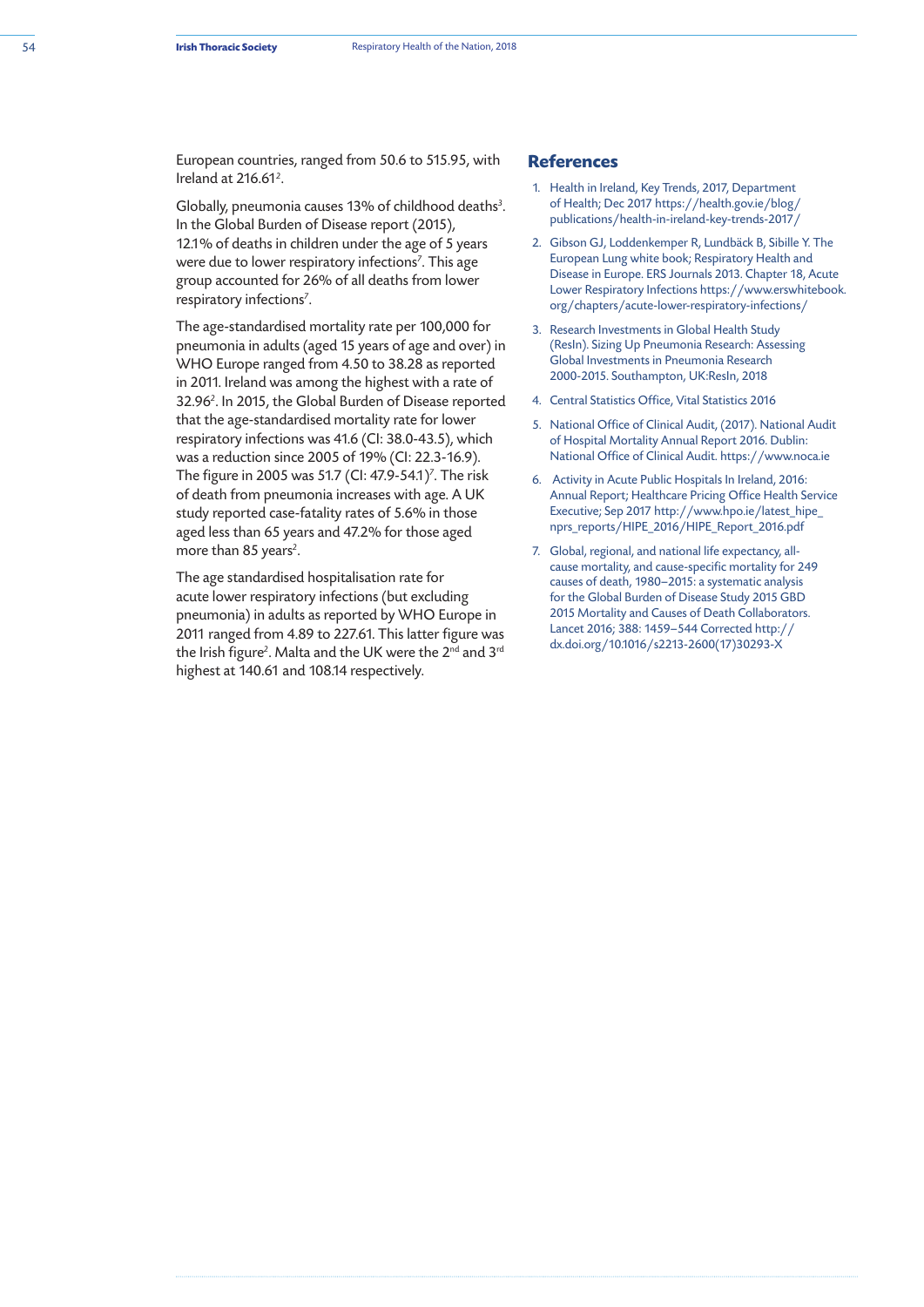European countries, ranged from 50.6 to 515.95, with Ireland at 216.61[2].

Globally, pneumonia causes 13% of childhood deaths[3]. In the Global Burden of Disease report (2015), 12.1% of deaths in children under the age of 5 years were due to lower respiratory infections[7]. This age group accounted for 26% of all deaths from lower respiratory infections[7].

The age-standardised mortality rate per 100,000 for pneumonia in adults (aged 15 years of age and over) in WHO Europe ranged from 4.50 to 38.28 as reported in 2011. Ireland was among the highest with a rate of 32.96[2]. In 2015, the Global Burden of Disease reported that the age-standardised mortality rate for lower respiratory infections was 41.6 (CI: 38.0-43.5), which was a reduction since 2005 of 19% (CI: 22.3-16.9). The figure in 2005 was 51.7 (CI: 47.9-54.1)[7]. The risk of death from pneumonia increases with age. A UK study reported case-fatality rates of 5.6% in those aged less than 65 years and 47.2% for those aged more than 85 years[2].

The age standardised hospitalisation rate for acute lower respiratory infections (but excluding pneumonia) in adults as reported by WHO Europe in 2011 ranged from 4.89 to 227.61. This latter figure was the Irish figure[2]. Malta and the UK were the 2nd and 3rd highest at 140.61 and 108.14 respectively.

## References

1. Health in Ireland, Key Trends, 2017, Department of Health; Dec 2017 https://health.gov.ie/blog/publications/health-in-ireland-key-trends-2017/
2. Gibson GJ, Loddenkemper R, Lundbäck B, Sibille Y. The European Lung white book; Respiratory Health and Disease in Europe. ERS Journals 2013. Chapter 18, Acute Lower Respiratory Infections https://www.erswhitebook.org/chapters/acute-lower-respiratory-infections/
3. Research Investments in Global Health Study (ResIn). Sizing Up Pneumonia Research: Assessing Global Investments in Pneumonia Research 2000-2015. Southampton, UK:ResIn, 2018
4. Central Statistics Office, Vital Statistics 2016
5. National Office of Clinical Audit, (2017). National Audit of Hospital Mortality Annual Report 2016. Dublin: National Office of Clinical Audit. https://www.noca.ie
6. Activity in Acute Public Hospitals In Ireland, 2016: Annual Report; Healthcare Pricing Office Health Service Executive; Sep 2017 http://www.hpo.ie/latest_hipe_nprs_reports/HIPE_2016/HIPE_Report_2016.pdf
7. Global, regional, and national life expectancy, all-cause mortality, and cause-specific mortality for 249 causes of death, 1980–2015: a systematic analysis for the Global Burden of Disease Study 2015 GBD 2015 Mortality and Causes of Death Collaborators. Lancet 2016; 388: 1459–544 Corrected http://dx.doi.org/10.1016/s2213-2600(17)30293-X